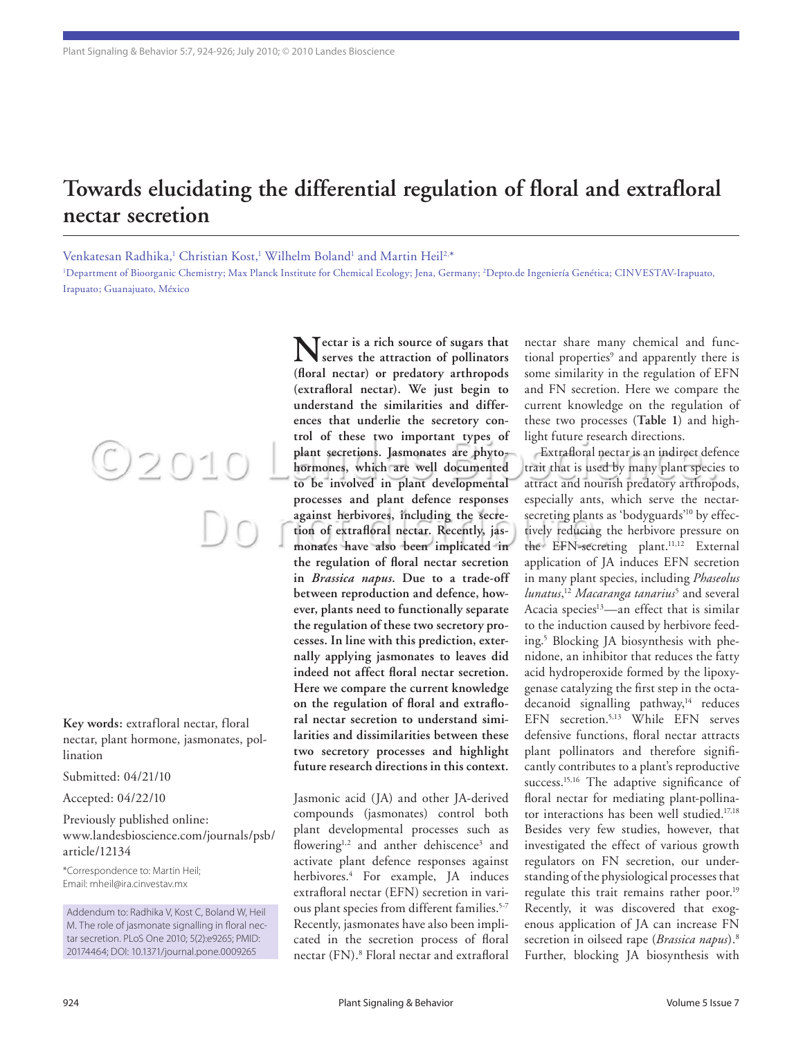# Towards elucidating the differential regulation of floral and extrafloral nectar secretion

Venkatesan Radhika,[1] Christian Kost,[1] Wilhelm Boland[1] and Martin Heil[2,*]

[1]Department of Bioorganic Chemistry; Max Planck Institute for Chemical Ecology; Jena, Germany; [2]Depto.de Ingeniería Genética; CINVESTAV-Irapuato, Irapuato; Guanajuato, México

**Key words:** extrafloral nectar, floral nectar, plant hormone, jasmonates, pollination

Submitted: 04/21/10

Accepted: 04/22/10

Previously published online: www.landesbioscience.com/journals/psb/article/12134

*Correspondence to: Martin Heil; Email: mheil@ira.cinvestav.mx

Addendum to: Radhika V, Kost C, Boland W, Heil M. The role of jasmonate signalling in floral nectar secretion. PLoS One 2010; 5(2):e9265; PMID: 20174464; DOI: 10.1371/journal.pone.0009265

**Nectar is a rich source of sugars that serves the attraction of pollinators (floral nectar) or predatory arthropods (extrafloral nectar). We just begin to understand the similarities and differences that underlie the secretory control of these two important types of plant secretions. Jasmonates are phytohormones, which are well documented to be involved in plant developmental processes and plant defence responses against herbivores, including the secretion of extrafloral nectar. Recently, jasmonates have also been implicated in the regulation of floral nectar secretion in *Brassica napus*. Due to a trade-off between reproduction and defence, however, plants need to functionally separate the regulation of these two secretory processes. In line with this prediction, externally applying jasmonates to leaves did indeed not affect floral nectar secretion. Here we compare the current knowledge on the regulation of floral and extrafloral nectar secretion to understand similarities and dissimilarities between these two secretory processes and highlight future research directions in this context.**

Jasmonic acid (JA) and other JA-derived compounds (jasmonates) control both plant developmental processes such as flowering[1,2] and anther dehiscence[3] and activate plant defence responses against herbivores.[4] For example, JA induces extrafloral nectar (EFN) secretion in various plant species from different families.[5-7] Recently, jasmonates have also been implicated in the secretion process of floral nectar (FN).[8] Floral nectar and extrafloral nectar share many chemical and functional properties[9] and apparently there is some similarity in the regulation of EFN and FN secretion. Here we compare the current knowledge on the regulation of these two processes (**Table 1**) and highlight future research directions.

Extrafloral nectar is an indirect defence trait that is used by many plant species to attract and nourish predatory arthropods, especially ants, which serve the nectar-secreting plants as 'bodyguards'[10] by effectively reducing the herbivore pressure on the EFN-secreting plant.[11,12] External application of JA induces EFN secretion in many plant species, including *Phaseolus lunatus*,[12] *Macaranga tanarius*[5] and several Acacia species[13]—an effect that is similar to the induction caused by herbivore feeding.[5] Blocking JA biosynthesis with phenidone, an inhibitor that reduces the fatty acid hydroperoxide formed by the lipoxygenase catalyzing the first step in the octadecanoid signalling pathway,[14] reduces EFN secretion.[5,13] While EFN serves defensive functions, floral nectar attracts plant pollinators and therefore significantly contributes to a plant's reproductive success.[15,16] The adaptive significance of floral nectar for mediating plant-pollinator interactions has been well studied.[17,18] Besides very few studies, however, that investigated the effect of various growth regulators on FN secretion, our understanding of the physiological processes that regulate this trait remains rather poor.[19] Recently, it was discovered that exogenous application of JA can increase FN secretion in oilseed rape (*Brassica napus*).[8] Further, blocking JA biosynthesis with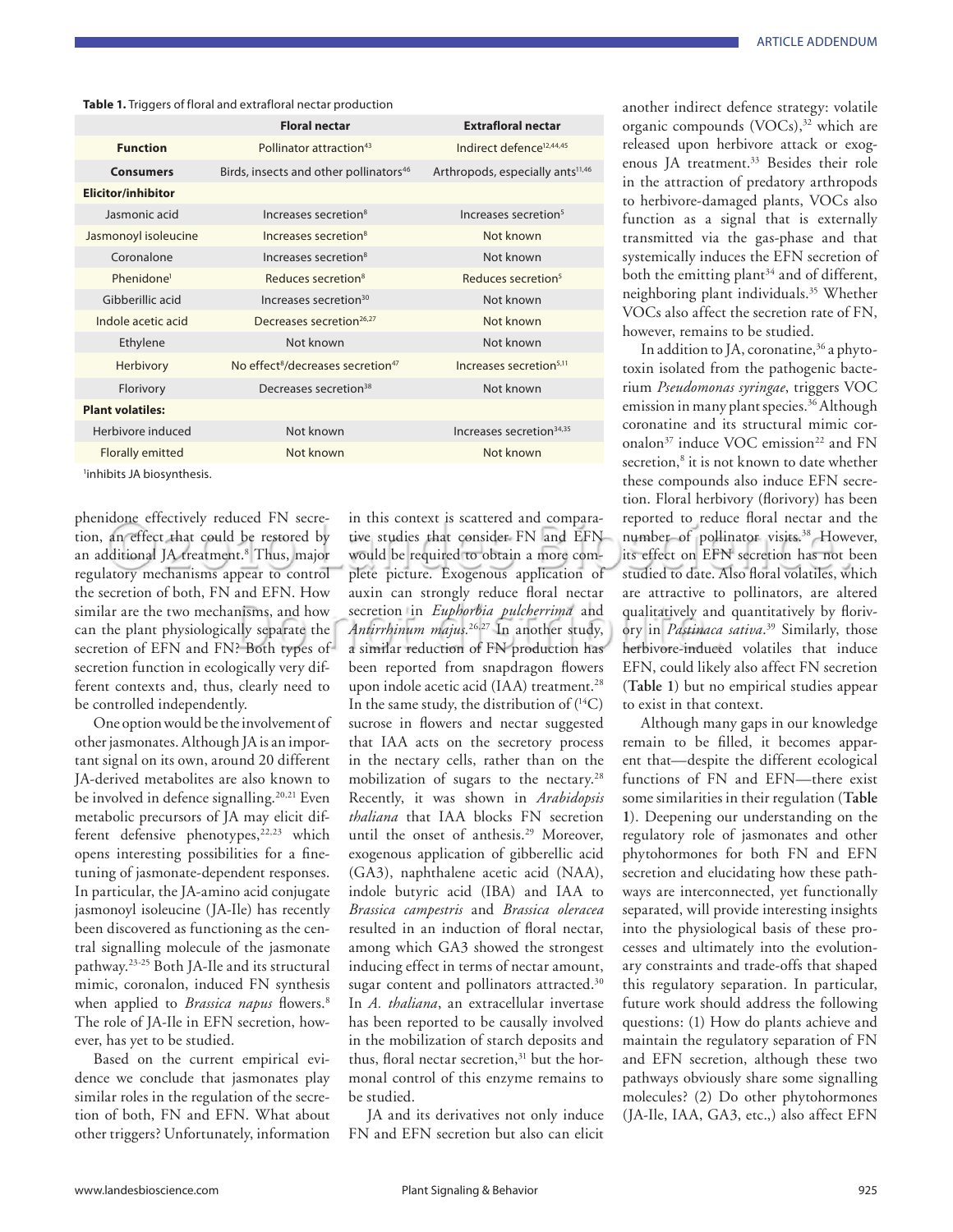**Table 1.** Triggers of floral and extrafloral nectar production

| | Floral nectar | Extrafloral nectar |
|---|---|---|
| **Function** | Pollinator attraction[43] | Indirect defence[12,44,45] |
| **Consumers** | Birds, insects and other pollinators[46] | Arthropods, especially ants[11,46] |
| **Elicitor/inhibitor** | | |
| Jasmonic acid | Increases secretion[8] | Increases secretion[5] |
| Jasmonoyl isoleucine | Increases secretion[8] | Not known |
| Coronalone | Increases secretion[8] | Not known |
| Phenidone[1] | Reduces secretion[8] | Reduces secretion[5] |
| Gibberillic acid | Increases secretion[30] | Not known |
| Indole acetic acid | Decreases secretion[26,27] | Not known |
| Ethylene | Not known | Not known |
| Herbivory | No effect[8]/decreases secretion[47] | Increases secretion[5,11] |
| Florivory | Decreases secretion[38] | Not known |
| **Plant volatiles:** | | |
| Herbivore induced | Not known | Increases secretion[34,35] |
| Florally emitted | Not known | Not known |

[1]inhibits JA biosynthesis.

phenidone effectively reduced FN secretion, an effect that could be restored by an additional JA treatment.[8] Thus, major regulatory mechanisms appear to control the secretion of both, FN and EFN. How similar are the two mechanisms, and how can the plant physiologically separate the secretion of EFN and FN? Both types of secretion function in ecologically very different contexts and, thus, clearly need to be controlled independently.

One option would be the involvement of other jasmonates. Although JA is an important signal on its own, around 20 different JA-derived metabolites are also known to be involved in defence signalling.[20,21] Even metabolic precursors of JA may elicit different defensive phenotypes,[22,23] which opens interesting possibilities for a fine-tuning of jasmonate-dependent responses. In particular, the JA-amino acid conjugate jasmonoyl isoleucine (JA-Ile) has recently been discovered as functioning as the central signalling molecule of the jasmonate pathway.[23-25] Both JA-Ile and its structural mimic, coronalon, induced FN synthesis when applied to *Brassica napus* flowers.[8] The role of JA-Ile in EFN secretion, however, has yet to be studied.

Based on the current empirical evidence we conclude that jasmonates play similar roles in the regulation of the secretion of both, FN and EFN. What about other triggers? Unfortunately, information in this context is scattered and comparative studies that consider FN and EFN would be required to obtain a more complete picture. Exogenous application of auxin can strongly reduce floral nectar secretion in *Euphorbia pulcherrima* and *Antirrhinum majus*.[26,27] In another study, a similar reduction of FN production has been reported from snapdragon flowers upon indole acetic acid (IAA) treatment.[28] In the same study, the distribution of ($^{14}$C) sucrose in flowers and nectar suggested that IAA acts on the secretory process in the nectary cells, rather than on the mobilization of sugars to the nectary.[28] Recently, it was shown in *Arabidopsis thaliana* that IAA blocks FN secretion until the onset of anthesis.[29] Moreover, exogenous application of gibberellic acid (GA3), naphthalene acetic acid (NAA), indole butyric acid (IBA) and IAA to *Brassica campestris* and *Brassica oleracea* resulted in an induction of floral nectar, among which GA3 showed the strongest inducing effect in terms of nectar amount, sugar content and pollinators attracted.[30] In *A. thaliana*, an extracellular invertase has been reported to be causally involved in the mobilization of starch deposits and thus, floral nectar secretion,[31] but the hormonal control of this enzyme remains to be studied.

JA and its derivatives not only induce FN and EFN secretion but also can elicit another indirect defence strategy: volatile organic compounds (VOCs),[32] which are released upon herbivore attack or exogenous JA treatment.[33] Besides their role in the attraction of predatory arthropods to herbivore-damaged plants, VOCs also function as a signal that is externally transmitted via the gas-phase and that systemically induces the EFN secretion of both the emitting plant[34] and of different, neighboring plant individuals.[35] Whether VOCs also affect the secretion rate of FN, however, remains to be studied.

In addition to JA, coronatine,[36] a phytotoxin isolated from the pathogenic bacterium *Pseudomonas syringae*, triggers VOC emission in many plant species.[36] Although coronatine and its structural mimic coronalon[37] induce VOC emission[22] and FN secretion,[8] it is not known to date whether these compounds also induce EFN secretion. Floral herbivory (florivory) has been reported to reduce floral nectar and the number of pollinator visits.[38] However, its effect on EFN secretion has not been studied to date. Also floral volatiles, which are attractive to pollinators, are altered qualitatively and quantitatively by florivory in *Pastinaca sativa*.[39] Similarly, those herbivore-induced volatiles that induce EFN, could likely also affect FN secretion (**Table 1**) but no empirical studies appear to exist in that context.

Although many gaps in our knowledge remain to be filled, it becomes apparent that—despite the different ecological functions of FN and EFN—there exist some similarities in their regulation (**Table 1**). Deepening our understanding on the regulatory role of jasmonates and other phytohormones for both FN and EFN secretion and elucidating how these pathways are interconnected, yet functionally separated, will provide interesting insights into the physiological basis of these processes and ultimately into the evolutionary constraints and trade-offs that shaped this regulatory separation. In particular, future work should address the following questions: (1) How do plants achieve and maintain the regulatory separation of FN and EFN secretion, although these two pathways obviously share some signalling molecules? (2) Do other phytohormones (JA-Ile, IAA, GA3, etc.,) also affect EFN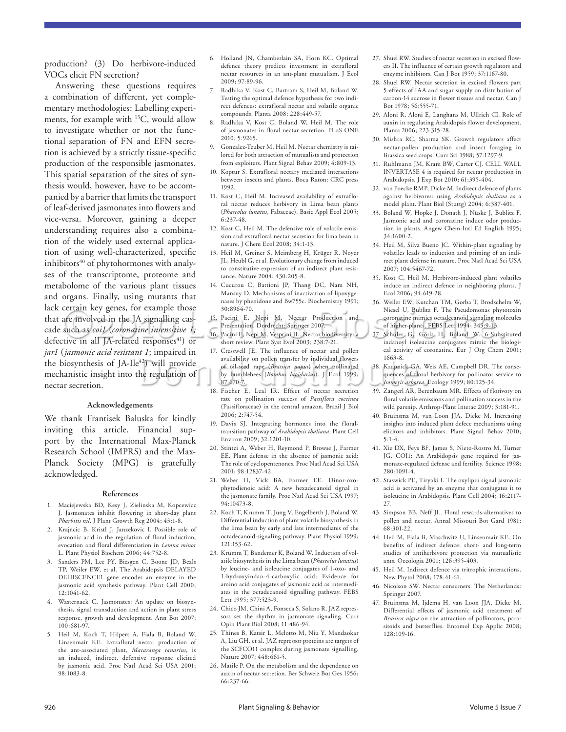production? (3) Do herbivore-induced VOCs elicit FN secretion?

Answering these questions requires a combination of different, yet complementary methodologies: Labelling experiments, for example with $^{13}C$, would allow to investigate whether or not the functional separation of FN and EFN secretion is achieved by a strictly tissue-specific production of the responsible jasmonates. This spatial separation of the sites of synthesis would, however, have to be accompanied by a barrier that limits the transport of leaf-derived jasmonates into flowers and vice-versa. Moreover, gaining a deeper understanding requires also a combination of the widely used external application of using well-characterized, specific inhibitors[40] of phytohormones with analyses of the transcriptome, proteome and metabolome of the various plant tissues and organs. Finally, using mutants that lack certain key genes, for example those that are involved in the JA signalling cascade such as *coi1* (*coronatine insensitive 1;* defective in all JA-related responses[41]) or *jar1* (*jasmonic acid resistant 1*; impaired in the biosynthesis of JA-Ile[42]) will provide mechanistic insight into the regulation of nectar secretion.

#### Acknowledgements

We thank Frantisek Baluska for kindly inviting this article. Financial support by the International Max-Planck Research School (IMPRS) and the Max-Planck Society (MPG) is gratefully acknowledged.

#### References

1. Maciejewska BD, Kesy J, Zielinska M, Kopcewicz J. Jasmonates inhibit flowering in short-day plant *Pharbitis nil*. J Plant Growth Reg 2004; 43:1-8.
2. Krajncic B, Kristl J, Janzekovic I. Possible role of jasmonic acid in the regulation of floral induction, evocation and floral differentiation in *Lemna minor* L. Plant Physiol Biochem 2006; 44:752-8.
3. Sanders PM, Lee PY, Biesgen C, Boone JD, Beals TP, Weiler EW, et al. The Arabidopsis DELAYED DEHISCENCE1 gene encodes an enzyme in the jasmonic acid synthesis pathway. Plant Cell 2000; 12:1041-62.
4. Wasternack C. Jasmonates: An update on biosynthesis, signal transduction and action in plant stress response, growth and development. Ann Bot 2007; 100:681-97.
5. Heil M, Koch T, Hilpert A, Fiala B, Boland W, Linsenmair KE. Extrafloral nectar production of the ant-associated plant, *Macaranga tanarius*, is an induced, indirect, defensive response elicited by jasmonic acid. Proc Natl Acad Sci USA 2001; 98:1083-8.
6. Holland JN, Chamberlain SA, Horn KC. Optimal defence theory predicts investment in extrafloral nectar resources in an ant-plant mutualism. J Ecol 2009; 97:89-96.
7. Radhika V, Kost C, Bartram S, Heil M, Boland W. Testing the optimal defence hypothesis for two indirect defences: extrafloral nectar and volatile organic compounds. Planta 2008; 228:449-57.
8. Radhika V, Kost C, Boland W, Heil M. The role of jasmonates in floral nectar secretion. PLoS ONE 2010; 5:9265.
9. Gonzalez-Teuber M, Heil M. Nectar chemistry is tailored for both attraction of mutualists and protection from exploiters. Plant Signal Behav 2009; 4:809-13.
10. Koptur S. Extrafloral nectary mediated interactions between insects and plants. Boca Raton: CRC press 1992.
11. Kost C, Heil M. Increased availability of extrafloral nectar reduces herbivory in Lima bean plants (*Phaseolus lunatus*, Fabaceae). Basic Appl Ecol 2005; 6:237-48.
12. Kost C, Heil M. The defensive role of volatile emission and extrafloral nectar secretion for lima bean in nature. J Chem Ecol 2008; 34:1-13.
13. Heil M, Greiner S, Meimberg H, Krüger R, Noyer JL, Heubl G, et al. Evolutionary change from induced to constitutive expression of an indirect plant resistance. Nature 2004; 430:205-8.
14. Cucurou C, Battioni JP, Thang DC, Nam NH, Mansuy D. Mechanisms of inactivation of lipoxygenases by phenidone and Bw755c. Biochemistry 1991; 30:8964-70.
15. Pacini E, Nepi M. Nectar Production and Presentation. Dordrecht: Springer 2007.
16. Pacini E, Nepi M, Vesprini JL. Nectar biodiversity: a short review. Plant Syst Evol 2003; 238:7-21.
17. Cresswell JE. The influence of nectar and pollen availability on pollen transfer by individual flowers of oil-seed rape (*Brassica napus*) when pollinated by bumblebees (*Bombus lapidarius*). J Ecol 1999; 87:670-7.
18. Fischer E, Leal IR. Effect of nectar secretion rate on pollination success of *Passiflora coccinea* (Passifloraceae) in the central amazon. Brazil J Biol 2006; 2:747-54.
19. Davis SJ. Integrating hormones into the floral-transition pathway of *Arabidopsis thaliana*. Plant Cell Environ 2009; 32:1201-10.
20. Stintzi A, Weber H, Reymond P, Browse J, Farmer EE. Plant defense in the absence of jasmonic acid: The role of cyclopentenones. Proc Natl Acad Sci USA 2001; 98:12837-42.
21. Weber H, Vick BA, Farmer EE. Dinor-oxo-phytodienoic acid: A new hexadecanoid signal in the jasmonate family. Proc Natl Acad Sci USA 1997; 94:10473-8.
22. Koch T, Krumm T, Jung V, Engelberth J, Boland W. Differential induction of plant volatile biosynthesis in the lima bean by early and late intermediates of the octadecanoid-signaling pathway. Plant Physiol 1999; 121:153-62.
23. Krumm T, Bandemer K, Boland W. Induction of volatile biosynthesis in the Lima bean (*Phaseolus lunatus*) by leucine- and isoleucine conjugates of 1-oxo- and 1-hydroxyindan-4-carboxylic acid: Evidence for amino acid conjugates of jasmonic acid as intermediates in the octadecanoid signalling pathway. FEBS Lett 1995; 377:523-9.
24. Chico JM, Chini A, Fonseca S, Solano R. JAZ repressors set the rhythm in jasmonate signaling. Curr Opin Plant Biol 2008; 11:486-94.
25. Thines B, Katsir L, Melotto M, Niu Y, Mandaokar A, Liu GH, et al. JAZ repressor proteins are targets of the SCFCO11 complex during jasmonate signalling. Nature 2007; 448:661-5.
26. Matile P. On the metabolism and the dependence on auxin of nectar secretion. Ber Schweiz Bot Ges 1956; 66:237-66.
27. Shuel RW. Studies of nectar secretion in excised flowers II. The influence of certain growth regulators and enzyme inhibitors. Can J Bot 1959; 37:1167-80.
28. Shuel RW. Nectar secretion in excised flowers part 5-effects of IAA and sugar supply on distribution of carbon-14 sucrose in flower tissues and nectar. Can J Bot 1978; 56:555-71.
29. Aloni R, Aloni E, Langhans M, Ullrich CI. Role of auxin in regulating Arabidopsis flower development. Planta 2006; 223:315-28.
30. Mishra RC, Sharma SK. Growth regulators affect nectar-pollen production and insect foraging in Brassica seed crops. Curr Sci 1988; 57:1297-9.
31. Ruhlmann JM, Kram BW, Carter CJ. CELL WALL INVERTASE 4 is required for nectar production in Arabidopsis. J Exp Bot 2010; 61:395-404.
32. van Poecke RMP, Dicke M. Indirect defence of plants against herbivores: using *Arabidopsis thaliana* as a model plant. Plant Biol (Stuttg) 2004; 6:387-401.
33. Boland W, Hopke J, Donath J, Nüske J, Bublitz F. Jasmonic acid and coronatine induce odor production in plants. Angew Chem-Intl Ed English 1995; 34:1600-2.
34. Heil M, Silva Bueno JC. Within-plant signaling by volatiles leads to induction and priming of an indirect plant defense in nature. Proc Natl Acad Sci USA 2007; 104:5467-72.
35. Kost C, Heil M. Herbivore-induced plant volatiles induce an indirect defence in neighboring plants. J Ecol 2006; 94:619-28.
36. Weiler EW, Kutchan TM, Gorba T, Brodschelm W, Niesel U, Bublitz F. The Pseudomonas phytotoxin coronatine mimics octadecanoid signaling molecules of higher-plants. FEBS Lett 1994; 345:9-13.
37. Schüler G, Görls H, Boland W. 6-Substituted indanoyl isoleucine conjugates mimic the biological activity of coronatine. Eur J Org Chem 2001; 1663-8.
38. Krupnick GA, Weis AE, Campbell DR. The consequences of floral herbivory for pollinator service to *Isomeris arborea*. Ecology 1999; 80:125-34.
39. Zangerl AR, Berenbaum MR. Effects of florivory on floral volatile emissions and pollination success in the wild parsnip. Arthrop-Plant Interac 2009; 3:181-91.
40. Bruinsma M, van Loon JJA, Dicke M. Increasing insights into induced plant defece mechanisms using elicitors and inhibitors. Plant Signal Behav 2010; 5:1-4.
41. Xie DX, Feys BF, James S, Nieto-Rostro M, Turner JG. COI1: An Arabidopsis gene required for jasmonate-regulated defense and fertility. Science 1998; 280:1091-4.
42. Staswick PE, Tiryaki I. The oxylipin signal jasmonic acid is activated by an enzyme that conjugates it to isoleucine in Arabidopsis. Plant Cell 2004; 16:2117-27.
43. Simpson BB, Neff JL. Floral rewards-alternatives to pollen and nectar. Annal Missouri Bot Gard 1981; 68:301-22.
44. Heil M, Fiala B, Maschwitz U, Linsenmair KE. On benefits of indirect defence: short- and long-term studies of antiherbivore protection via mutualistic ants. Oecologia 2001; 126:395-403.
45. Heil M. Indirect defence via tritrophic interactions. New Phytol 2008; 178:41-61.
46. Nicolson SW. Nectar consumers. The Netherlands: Springer 2007.
47. Bruinsma M, Ijdema H, van Loon JJA, Dicke M. Differential effects of jasmonic acid treatment of *Brassica nigra* on the attraction of pollinators, parasitoids and butterflies. Entomol Exp Applic 2008; 128:109-16.